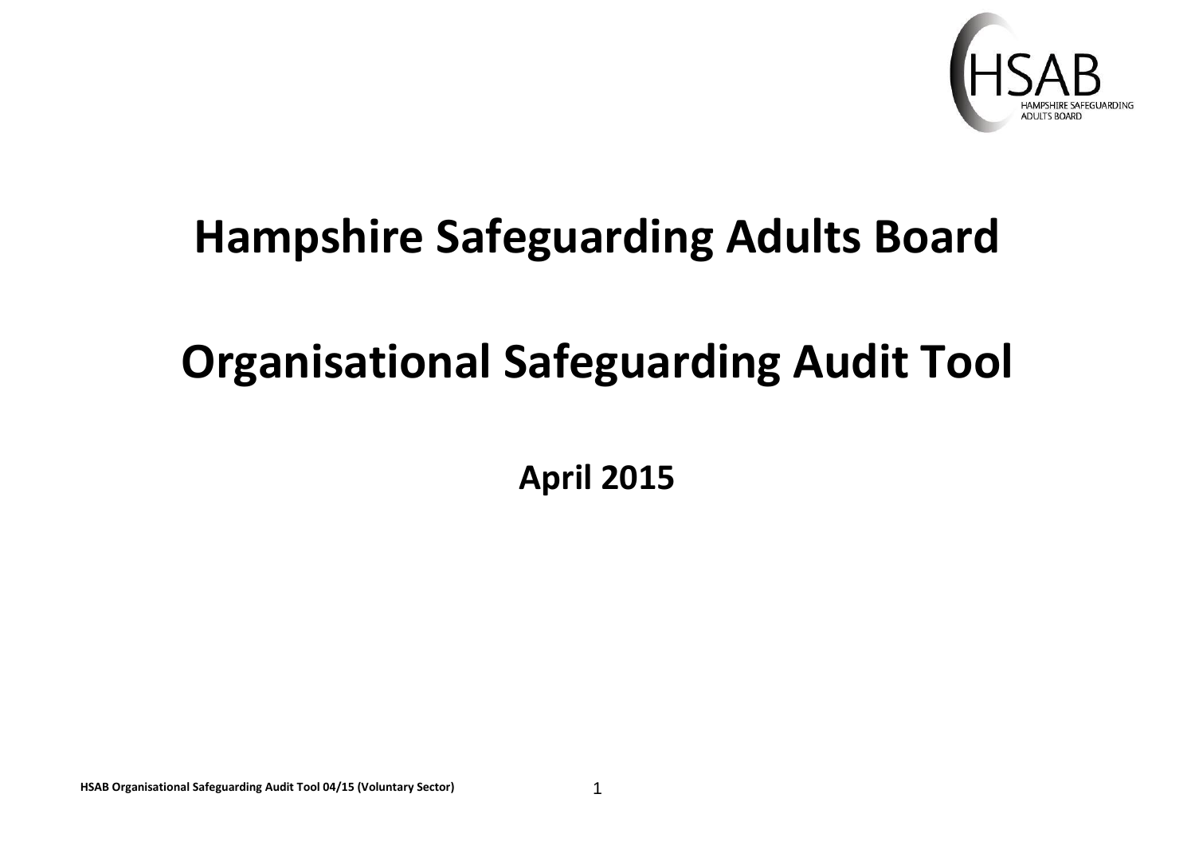# Hampshire Safeguarding Adults Board

# Organisational Safeguarding Audit Tool

**April 2015**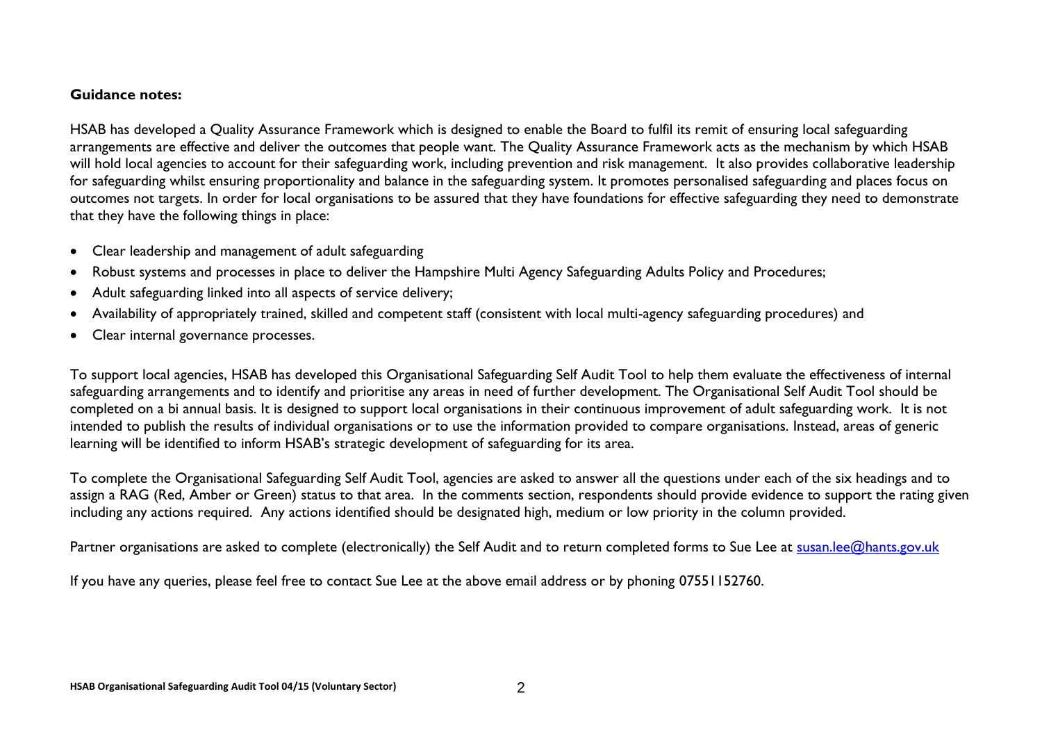**Guidance notes:**

HSAB has developed a Quality Assurance Framework which is designed to enable the Board to fulfil its remit of ensuring local safeguarding arrangements are effective and deliver the outcomes that people want. The Quality Assurance Framework acts as the mechanism by which HSAB will hold local agencies to account for their safeguarding work, including prevention and risk management. It also provides collaborative leadership for safeguarding whilst ensuring proportionality and balance in the safeguarding system. It promotes personalised safeguarding and places focus on outcomes not targets. In order for local organisations to be assured that they have foundations for effective safeguarding they need to demonstrate that they have the following things in place:

- Clear leadership and management of adult safeguarding
- Robust systems and processes in place to deliver the Hampshire Multi Agency Safeguarding Adults Policy and Procedures;
- Adult safeguarding linked into all aspects of service delivery;
- Availability of appropriately trained, skilled and competent staff (consistent with local multi-agency safeguarding procedures) and
- Clear internal governance processes.

To support local agencies, HSAB has developed this Organisational Safeguarding Self Audit Tool to help them evaluate the effectiveness of internal safeguarding arrangements and to identify and prioritise any areas in need of further development. The Organisational Self Audit Tool should be completed on a bi annual basis. It is designed to support local organisations in their continuous improvement of adult safeguarding work. It is not intended to publish the results of individual organisations or to use the information provided to compare organisations. Instead, areas of generic learning will be identified to inform HSAB's strategic development of safeguarding for its area.

To complete the Organisational Safeguarding Self Audit Tool, agencies are asked to answer all the questions under each of the six headings and to assign a RAG (Red, Amber or Green) status to that area. In the comments section, respondents should provide evidence to support the rating given including any actions required. Any actions identified should be designated high, medium or low priority in the column provided.

Partner organisations are asked to complete (electronically) the Self Audit and to return completed forms to Sue Lee at susan.lee@hants.gov.uk

If you have any queries, please feel free to contact Sue Lee at the above email address or by phoning 07551152760.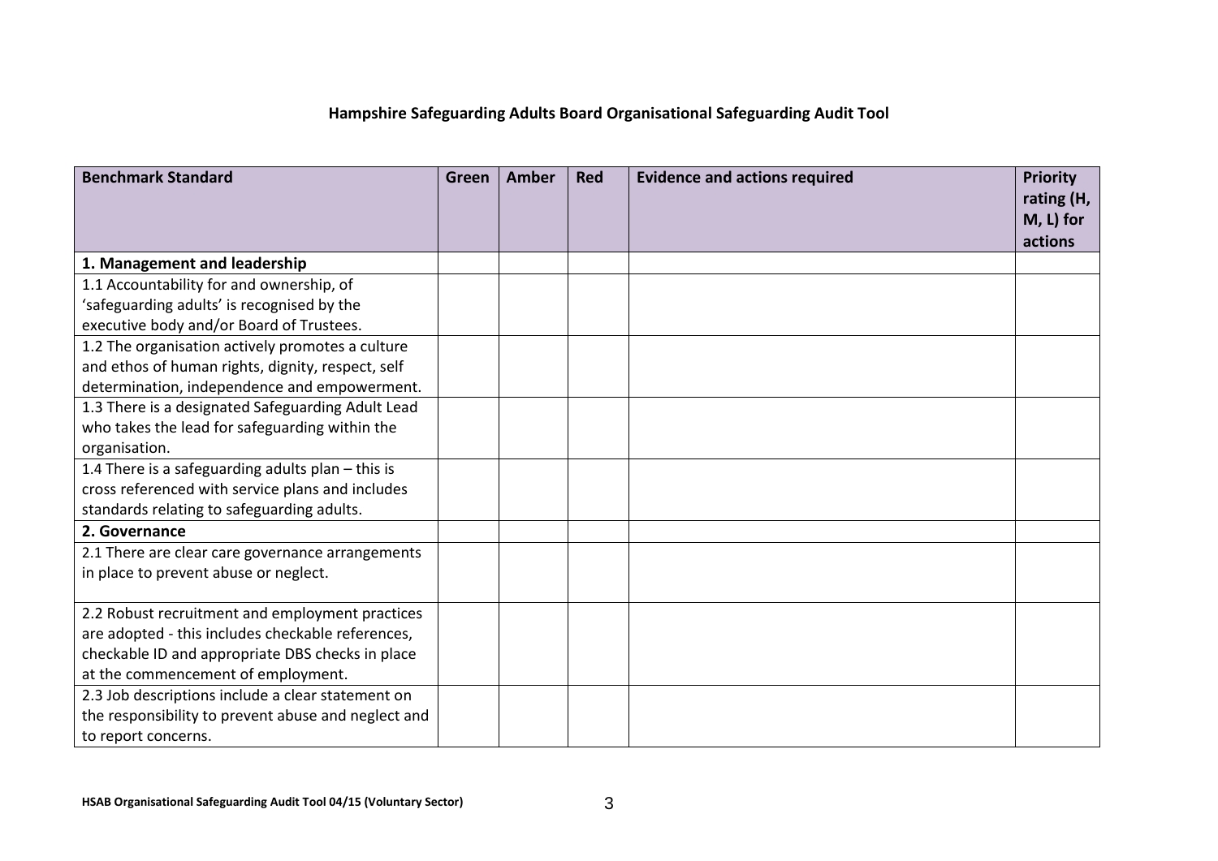## Hampshire Safeguarding Adults Board Organisational Safeguarding Audit Tool

| Benchmark Standard | Green | Amber | Red | Evidence and actions required | Priority rating (H, M, L) for actions |
|---|---|---|---|---|---|
| **1. Management and leadership** | | | | | |
| 1.1 Accountability for and ownership, of 'safeguarding adults' is recognised by the executive body and/or Board of Trustees. | | | | | |
| 1.2 The organisation actively promotes a culture and ethos of human rights, dignity, respect, self determination, independence and empowerment. | | | | | |
| 1.3 There is a designated Safeguarding Adult Lead who takes the lead for safeguarding within the organisation. | | | | | |
| 1.4 There is a safeguarding adults plan – this is cross referenced with service plans and includes standards relating to safeguarding adults. | | | | | |
| **2. Governance** | | | | | |
| 2.1 There are clear care governance arrangements in place to prevent abuse or neglect. | | | | | |
| 2.2 Robust recruitment and employment practices are adopted - this includes checkable references, checkable ID and appropriate DBS checks in place at the commencement of employment. | | | | | |
| 2.3 Job descriptions include a clear statement on the responsibility to prevent abuse and neglect and to report concerns. | | | | | |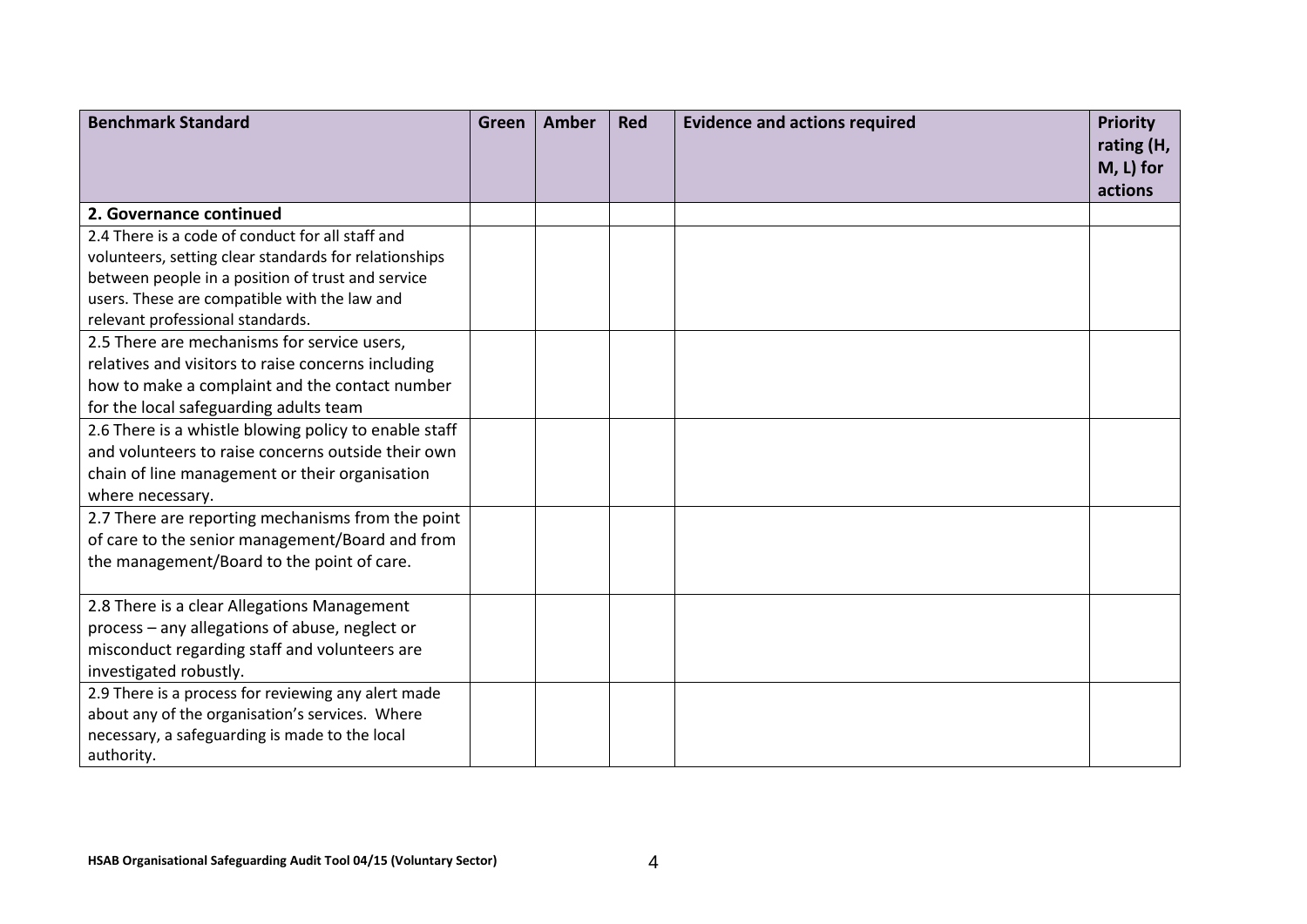| Benchmark Standard | Green | Amber | Red | Evidence and actions required | Priority rating (H, M, L) for actions |
|---|---|---|---|---|---|
| **2. Governance continued** | | | | | |
| 2.4 There is a code of conduct for all staff and volunteers, setting clear standards for relationships between people in a position of trust and service users. These are compatible with the law and relevant professional standards. | | | | | |
| 2.5 There are mechanisms for service users, relatives and visitors to raise concerns including how to make a complaint and the contact number for the local safeguarding adults team | | | | | |
| 2.6 There is a whistle blowing policy to enable staff and volunteers to raise concerns outside their own chain of line management or their organisation where necessary. | | | | | |
| 2.7 There are reporting mechanisms from the point of care to the senior management/Board and from the management/Board to the point of care. | | | | | |
| 2.8 There is a clear Allegations Management process – any allegations of abuse, neglect or misconduct regarding staff and volunteers are investigated robustly. | | | | | |
| 2.9 There is a process for reviewing any alert made about any of the organisation's services. Where necessary, a safeguarding is made to the local authority. | | | | | |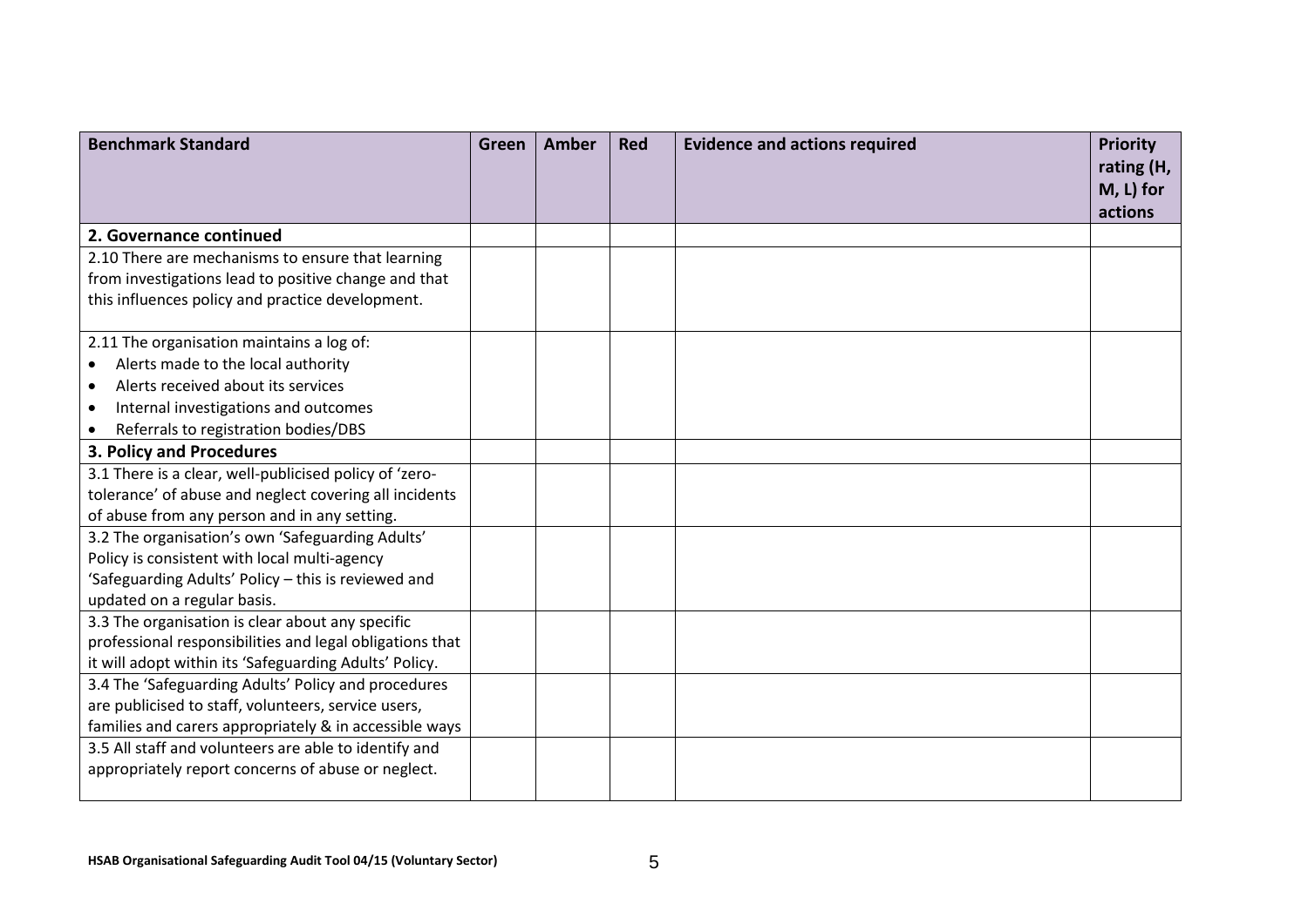| Benchmark Standard | Green | Amber | Red | Evidence and actions required | Priority rating (H, M, L) for actions |
|---|---|---|---|---|---|
| **2. Governance continued** | | | | | |
| 2.10 There are mechanisms to ensure that learning from investigations lead to positive change and that this influences policy and practice development. | | | | | |
| 2.11 The organisation maintains a log of:<br>• Alerts made to the local authority<br>• Alerts received about its services<br>• Internal investigations and outcomes<br>• Referrals to registration bodies/DBS | | | | | |
| **3. Policy and Procedures** | | | | | |
| 3.1 There is a clear, well-publicised policy of 'zero-tolerance' of abuse and neglect covering all incidents of abuse from any person and in any setting. | | | | | |
| 3.2 The organisation's own 'Safeguarding Adults' Policy is consistent with local multi-agency 'Safeguarding Adults' Policy – this is reviewed and updated on a regular basis. | | | | | |
| 3.3 The organisation is clear about any specific professional responsibilities and legal obligations that it will adopt within its 'Safeguarding Adults' Policy. | | | | | |
| 3.4 The 'Safeguarding Adults' Policy and procedures are publicised to staff, volunteers, service users, families and carers appropriately & in accessible ways | | | | | |
| 3.5 All staff and volunteers are able to identify and appropriately report concerns of abuse or neglect. | | | | | |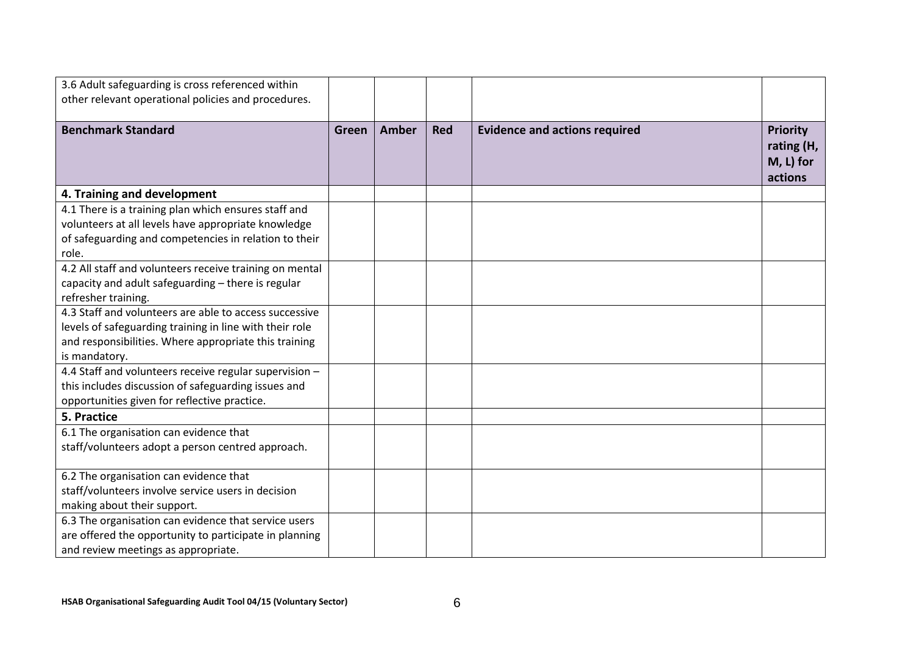| 3.6 Adult safeguarding is cross referenced within other relevant operational policies and procedures. | | | | | |
|---|---|---|---|---|---|
| **Benchmark Standard** | **Green** | **Amber** | **Red** | **Evidence and actions required** | **Priority rating (H, M, L) for actions** |
| **4. Training and development** | | | | | |
| 4.1 There is a training plan which ensures staff and volunteers at all levels have appropriate knowledge of safeguarding and competencies in relation to their role. | | | | | |
| 4.2 All staff and volunteers receive training on mental capacity and adult safeguarding – there is regular refresher training. | | | | | |
| 4.3 Staff and volunteers are able to access successive levels of safeguarding training in line with their role and responsibilities. Where appropriate this training is mandatory. | | | | | |
| 4.4 Staff and volunteers receive regular supervision – this includes discussion of safeguarding issues and opportunities given for reflective practice. | | | | | |
| **5. Practice** | | | | | |
| 6.1 The organisation can evidence that staff/volunteers adopt a person centred approach. | | | | | |
| 6.2 The organisation can evidence that staff/volunteers involve service users in decision making about their support. | | | | | |
| 6.3 The organisation can evidence that service users are offered the opportunity to participate in planning and review meetings as appropriate. | | | | | |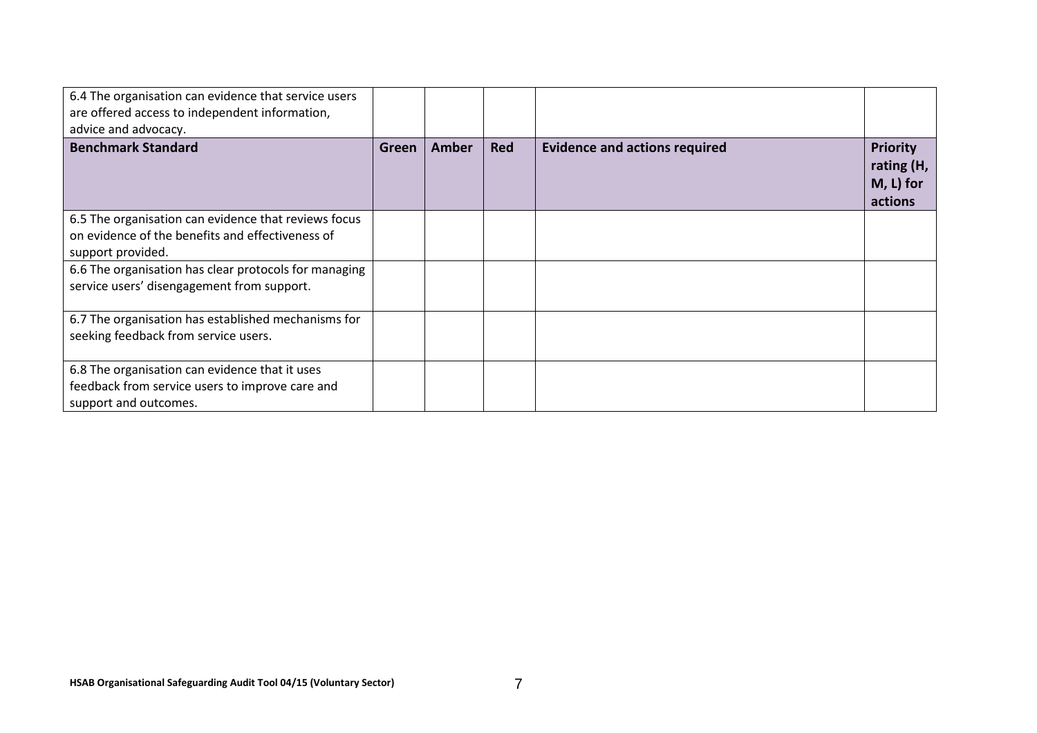| | | | | | |
|---|---|---|---|---|---|
| 6.4 The organisation can evidence that service users are offered access to independent information, advice and advocacy. | | | | | |
| **Benchmark Standard** | **Green** | **Amber** | **Red** | **Evidence and actions required** | **Priority rating (H, M, L) for actions** |
| 6.5 The organisation can evidence that reviews focus on evidence of the benefits and effectiveness of support provided. | | | | | |
| 6.6 The organisation has clear protocols for managing service users' disengagement from support. | | | | | |
| 6.7 The organisation has established mechanisms for seeking feedback from service users. | | | | | |
| 6.8 The organisation can evidence that it uses feedback from service users to improve care and support and outcomes. | | | | | |